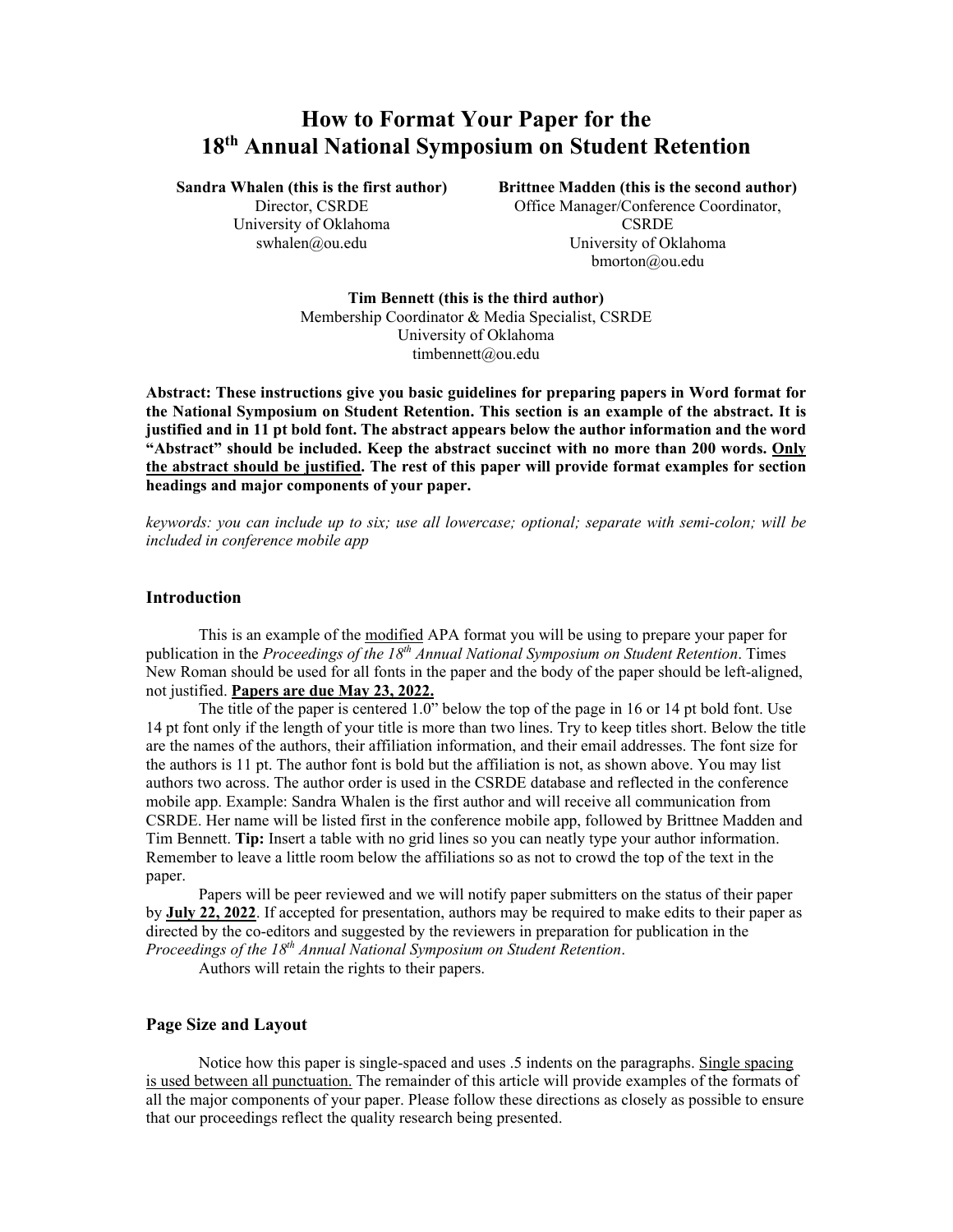# How to Format Your Paper for the 18th Annual National Symposium on Student Retention

**Sandra Whalen (this is the first author)**
Director, CSRDE
University of Oklahoma
swhalen@ou.edu

**Brittnee Madden (this is the second author)**
Office Manager/Conference Coordinator, CSRDE
University of Oklahoma
bmorton@ou.edu

**Tim Bennett (this is the third author)**
Membership Coordinator & Media Specialist, CSRDE
University of Oklahoma
timbennett@ou.edu

**Abstract: These instructions give you basic guidelines for preparing papers in Word format for the National Symposium on Student Retention. This section is an example of the abstract. It is justified and in 11 pt bold font. The abstract appears below the author information and the word "Abstract" should be included. Keep the abstract succinct with no more than 200 words. <u>Only the abstract should be justified</u>. The rest of this paper will provide format examples for section headings and major components of your paper.**

*keywords: you can include up to six; use all lowercase; optional; separate with semi-colon; will be included in conference mobile app*

## Introduction

This is an example of the <u>modified</u> APA format you will be using to prepare your paper for publication in the *Proceedings of the 18th Annual National Symposium on Student Retention*. Times New Roman should be used for all fonts in the paper and the body of the paper should be left-aligned, not justified. **<u>Papers are due May 23, 2022.</u>**

The title of the paper is centered 1.0" below the top of the page in 16 or 14 pt bold font. Use 14 pt font only if the length of your title is more than two lines. Try to keep titles short. Below the title are the names of the authors, their affiliation information, and their email addresses. The font size for the authors is 11 pt. The author font is bold but the affiliation is not, as shown above. You may list authors two across. The author order is used in the CSRDE database and reflected in the conference mobile app. Example: Sandra Whalen is the first author and will receive all communication from CSRDE. Her name will be listed first in the conference mobile app, followed by Brittnee Madden and Tim Bennett. **Tip:** Insert a table with no grid lines so you can neatly type your author information. Remember to leave a little room below the affiliations so as not to crowd the top of the text in the paper.

Papers will be peer reviewed and we will notify paper submitters on the status of their paper by **<u>July 22, 2022</u>**. If accepted for presentation, authors may be required to make edits to their paper as directed by the co-editors and suggested by the reviewers in preparation for publication in the *Proceedings of the 18th Annual National Symposium on Student Retention*.

Authors will retain the rights to their papers.

## Page Size and Layout

Notice how this paper is single-spaced and uses .5 indents on the paragraphs. <u>Single spacing is used between all punctuation.</u> The remainder of this article will provide examples of the formats of all the major components of your paper. Please follow these directions as closely as possible to ensure that our proceedings reflect the quality research being presented.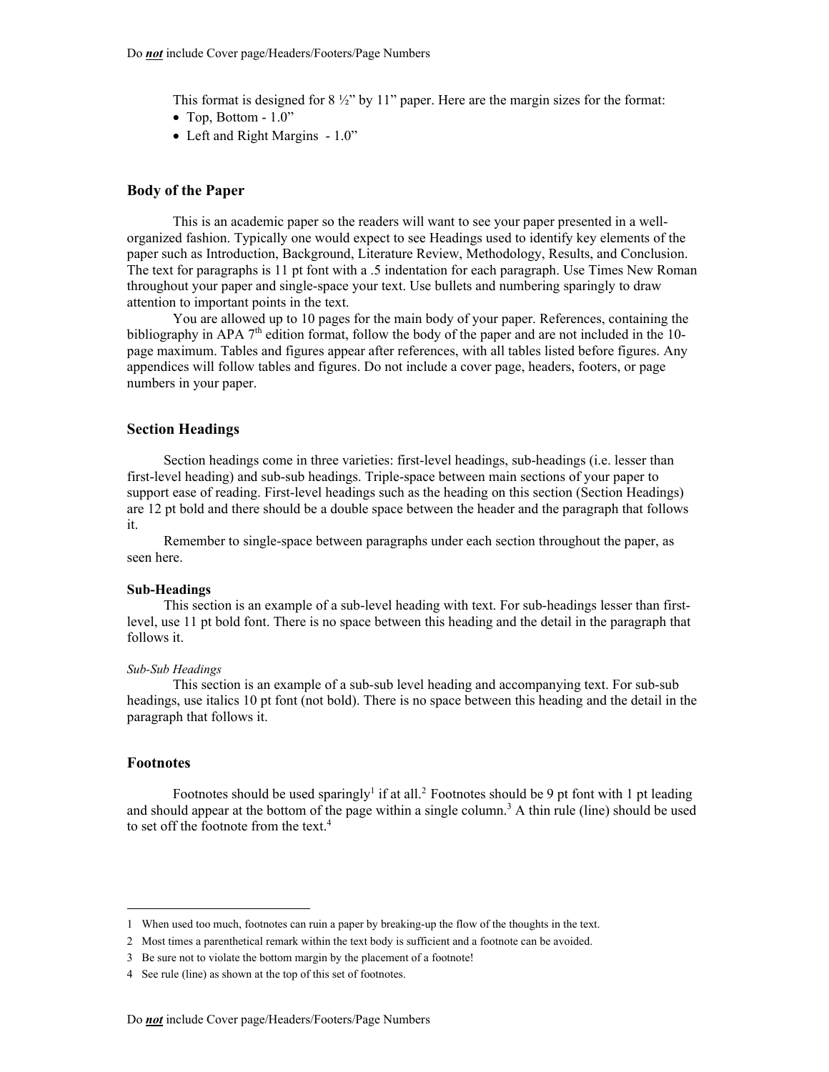This format is designed for 8 ½" by 11" paper. Here are the margin sizes for the format:

- Top, Bottom - 1.0"
- Left and Right Margins - 1.0"

## Body of the Paper

This is an academic paper so the readers will want to see your paper presented in a well-organized fashion. Typically one would expect to see Headings used to identify key elements of the paper such as Introduction, Background, Literature Review, Methodology, Results, and Conclusion. The text for paragraphs is 11 pt font with a .5 indentation for each paragraph. Use Times New Roman throughout your paper and single-space your text. Use bullets and numbering sparingly to draw attention to important points in the text.

You are allowed up to 10 pages for the main body of your paper. References, containing the bibliography in APA 7th edition format, follow the body of the paper and are not included in the 10-page maximum. Tables and figures appear after references, with all tables listed before figures. Any appendices will follow tables and figures. Do not include a cover page, headers, footers, or page numbers in your paper.

## Section Headings

Section headings come in three varieties: first-level headings, sub-headings (i.e. lesser than first-level heading) and sub-sub headings. Triple-space between main sections of your paper to support ease of reading. First-level headings such as the heading on this section (Section Headings) are 12 pt bold and there should be a double space between the header and the paragraph that follows it.

Remember to single-space between paragraphs under each section throughout the paper, as seen here.

### Sub-Headings

This section is an example of a sub-level heading with text. For sub-headings lesser than first-level, use 11 pt bold font. There is no space between this heading and the detail in the paragraph that follows it.

#### *Sub-Sub Headings*

This section is an example of a sub-sub level heading and accompanying text. For sub-sub headings, use italics 10 pt font (not bold). There is no space between this heading and the detail in the paragraph that follows it.

## Footnotes

Footnotes should be used sparingly[1] if at all.[2] Footnotes should be 9 pt font with 1 pt leading and should appear at the bottom of the page within a single column.[3] A thin rule (line) should be used to set off the footnote from the text.[4]

---

1 When used too much, footnotes can ruin a paper by breaking-up the flow of the thoughts in the text.

2 Most times a parenthetical remark within the text body is sufficient and a footnote can be avoided.

3 Be sure not to violate the bottom margin by the placement of a footnote!

4 See rule (line) as shown at the top of this set of footnotes.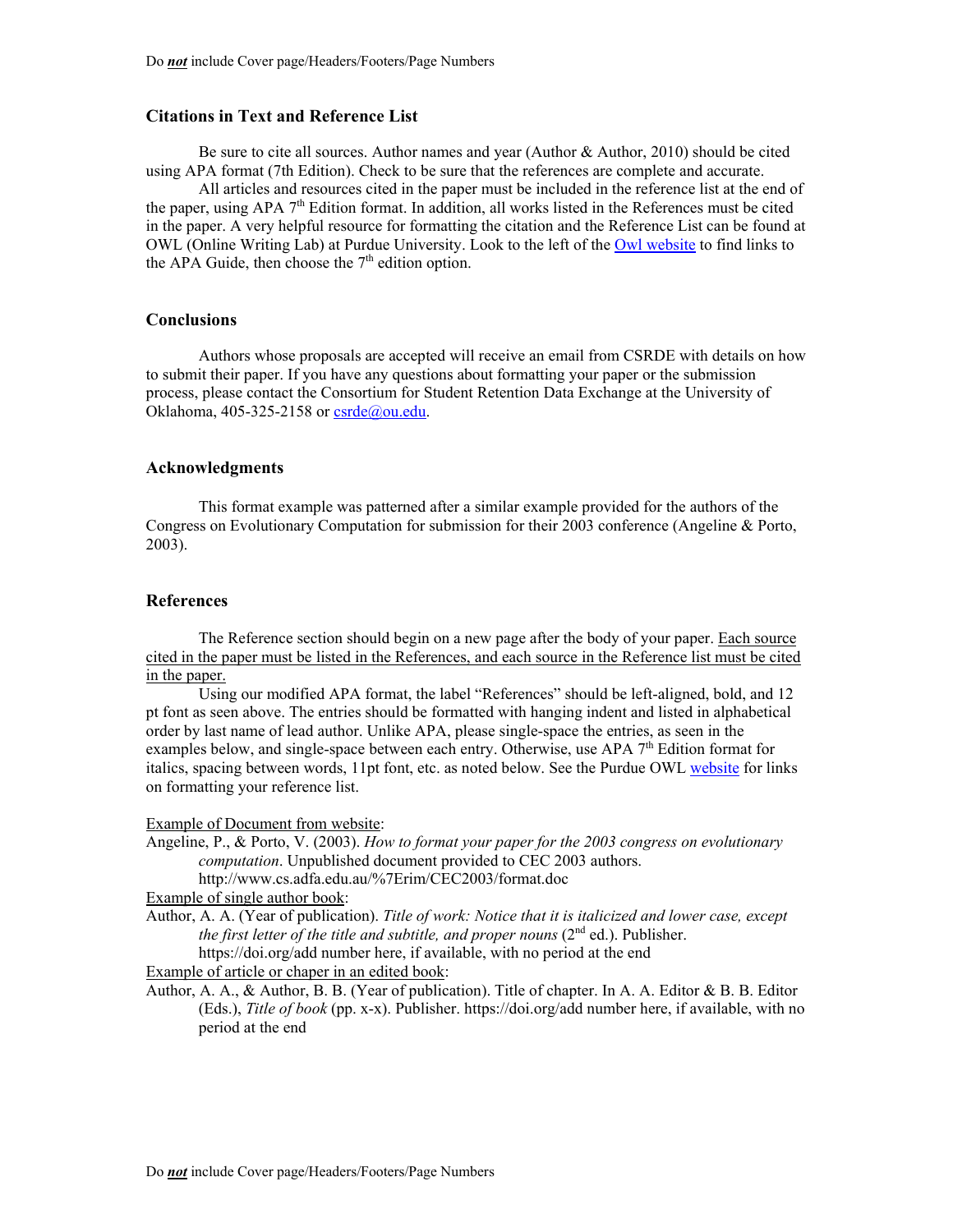## Citations in Text and Reference List

Be sure to cite all sources. Author names and year (Author & Author, 2010) should be cited using APA format (7th Edition). Check to be sure that the references are complete and accurate.

All articles and resources cited in the paper must be included in the reference list at the end of the paper, using APA 7th Edition format. In addition, all works listed in the References must be cited in the paper. A very helpful resource for formatting the citation and the Reference List can be found at OWL (Online Writing Lab) at Purdue University. Look to the left of the Owl website to find links to the APA Guide, then choose the 7th edition option.

## Conclusions

Authors whose proposals are accepted will receive an email from CSRDE with details on how to submit their paper. If you have any questions about formatting your paper or the submission process, please contact the Consortium for Student Retention Data Exchange at the University of Oklahoma, 405-325-2158 or csrde@ou.edu.

## Acknowledgments

This format example was patterned after a similar example provided for the authors of the Congress on Evolutionary Computation for submission for their 2003 conference (Angeline & Porto, 2003).

## References

The Reference section should begin on a new page after the body of your paper. Each source cited in the paper must be listed in the References, and each source in the Reference list must be cited in the paper.

Using our modified APA format, the label "References" should be left-aligned, bold, and 12 pt font as seen above. The entries should be formatted with hanging indent and listed in alphabetical order by last name of lead author. Unlike APA, please single-space the entries, as seen in the examples below, and single-space between each entry. Otherwise, use APA 7th Edition format for italics, spacing between words, 11pt font, etc. as noted below. See the Purdue OWL website for links on formatting your reference list.

Example of Document from website:

Angeline, P., & Porto, V. (2003). *How to format your paper for the 2003 congress on evolutionary computation*. Unpublished document provided to CEC 2003 authors. http://www.cs.adfa.edu.au/%7Erim/CEC2003/format.doc

Example of single author book:

Author, A. A. (Year of publication). *Title of work: Notice that it is italicized and lower case, except the first letter of the title and subtitle, and proper nouns* (2nd ed.). Publisher. https://doi.org/add number here, if available, with no period at the end

Example of article or chaper in an edited book:

Author, A. A., & Author, B. B. (Year of publication). Title of chapter. In A. A. Editor & B. B. Editor (Eds.), *Title of book* (pp. x-x). Publisher. https://doi.org/add number here, if available, with no period at the end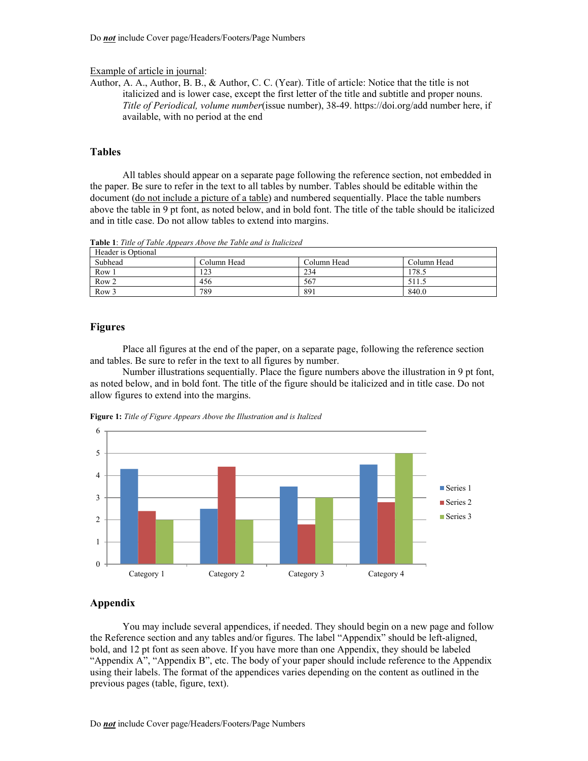Example of article in journal:

Author, A. A., Author, B. B., & Author, C. C. (Year). Title of article: Notice that the title is not italicized and is lower case, except the first letter of the title and subtitle and proper nouns. *Title of Periodical, volume number*(issue number), 38-49. https://doi.org/add number here, if available, with no period at the end

## Tables

All tables should appear on a separate page following the reference section, not embedded in the paper. Be sure to refer in the text to all tables by number. Tables should be editable within the document (do not include a picture of a table) and numbered sequentially. Place the table numbers above the table in 9 pt font, as noted below, and in bold font. The title of the table should be italicized and in title case. Do not allow tables to extend into margins.

**Table 1**: *Title of Table Appears Above the Table and is Italicized*

| Header is Optional | | | |
|---|---|---|---|
| Subhead | Column Head | Column Head | Column Head |
| Row 1 | 123 | 234 | 178.5 |
| Row 2 | 456 | 567 | 511.5 |
| Row 3 | 789 | 891 | 840.0 |

## Figures

Place all figures at the end of the paper, on a separate page, following the reference section and tables. Be sure to refer in the text to all figures by number.

Number illustrations sequentially. Place the figure numbers above the illustration in 9 pt font, as noted below, and in bold font. The title of the figure should be italicized and in title case. Do not allow figures to extend into the margins.

**Figure 1:** *Title of Figure Appears Above the Illustration and is Italized*

## Appendix

You may include several appendices, if needed. They should begin on a new page and follow the Reference section and any tables and/or figures. The label "Appendix" should be left-aligned, bold, and 12 pt font as seen above. If you have more than one Appendix, they should be labeled "Appendix A", "Appendix B", etc. The body of your paper should include reference to the Appendix using their labels. The format of the appendices varies depending on the content as outlined in the previous pages (table, figure, text).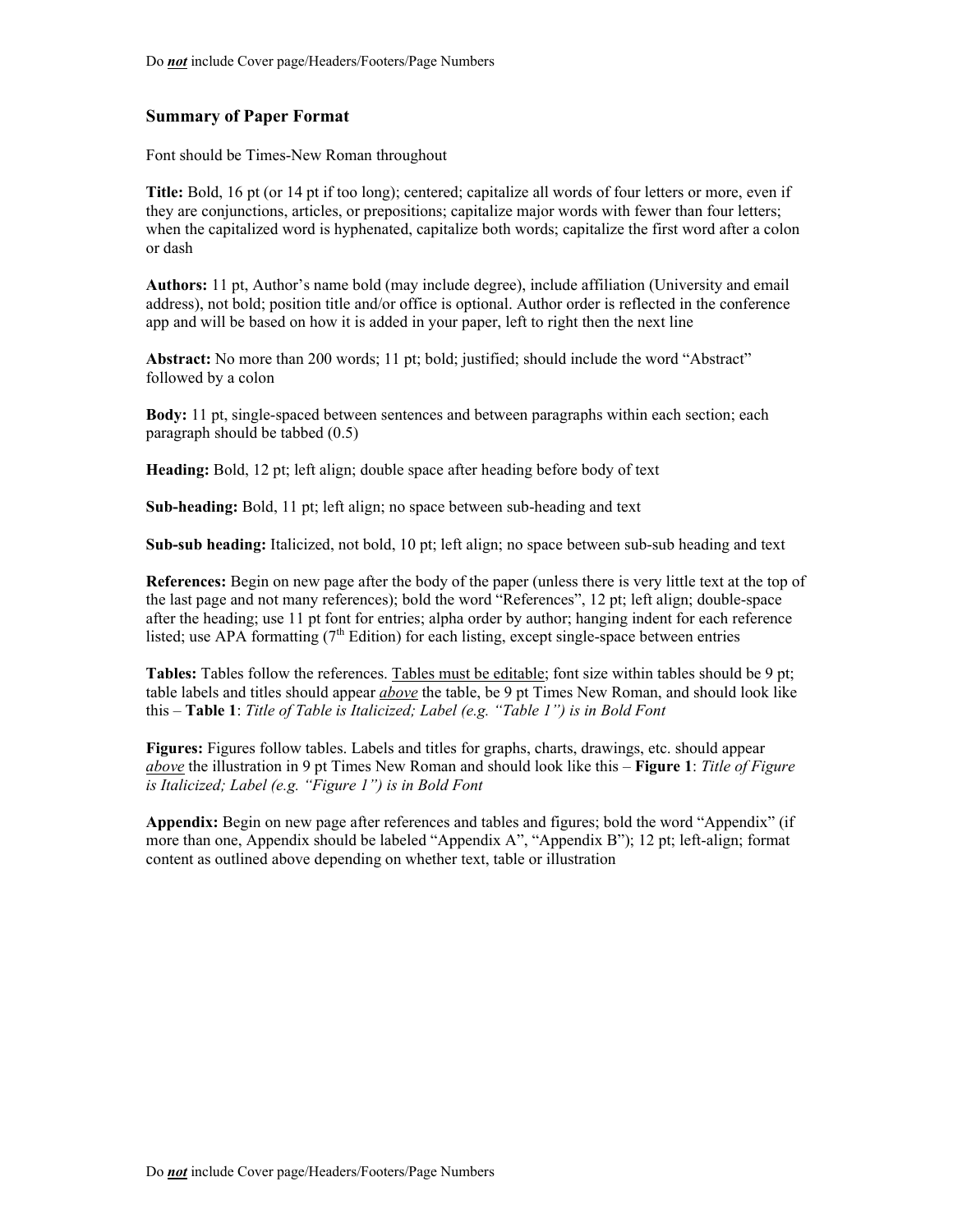## Summary of Paper Format

Font should be Times-New Roman throughout

**Title:** Bold, 16 pt (or 14 pt if too long); centered; capitalize all words of four letters or more, even if they are conjunctions, articles, or prepositions; capitalize major words with fewer than four letters; when the capitalized word is hyphenated, capitalize both words; capitalize the first word after a colon or dash

**Authors:** 11 pt, Author's name bold (may include degree), include affiliation (University and email address), not bold; position title and/or office is optional. Author order is reflected in the conference app and will be based on how it is added in your paper, left to right then the next line

**Abstract:** No more than 200 words; 11 pt; bold; justified; should include the word "Abstract" followed by a colon

**Body:** 11 pt, single-spaced between sentences and between paragraphs within each section; each paragraph should be tabbed (0.5)

**Heading:** Bold, 12 pt; left align; double space after heading before body of text

**Sub-heading:** Bold, 11 pt; left align; no space between sub-heading and text

**Sub-sub heading:** Italicized, not bold, 10 pt; left align; no space between sub-sub heading and text

**References:** Begin on new page after the body of the paper (unless there is very little text at the top of the last page and not many references); bold the word "References", 12 pt; left align; double-space after the heading; use 11 pt font for entries; alpha order by author; hanging indent for each reference listed; use APA formatting (7th Edition) for each listing, except single-space between entries

**Tables:** Tables follow the references. Tables must be editable; font size within tables should be 9 pt; table labels and titles should appear *above* the table, be 9 pt Times New Roman, and should look like this – **Table 1**: *Title of Table is Italicized; Label (e.g. "Table 1") is in Bold Font*

**Figures:** Figures follow tables. Labels and titles for graphs, charts, drawings, etc. should appear *above* the illustration in 9 pt Times New Roman and should look like this – **Figure 1**: *Title of Figure is Italicized; Label (e.g. "Figure 1") is in Bold Font*

**Appendix:** Begin on new page after references and tables and figures; bold the word "Appendix" (if more than one, Appendix should be labeled "Appendix A", "Appendix B"); 12 pt; left-align; format content as outlined above depending on whether text, table or illustration